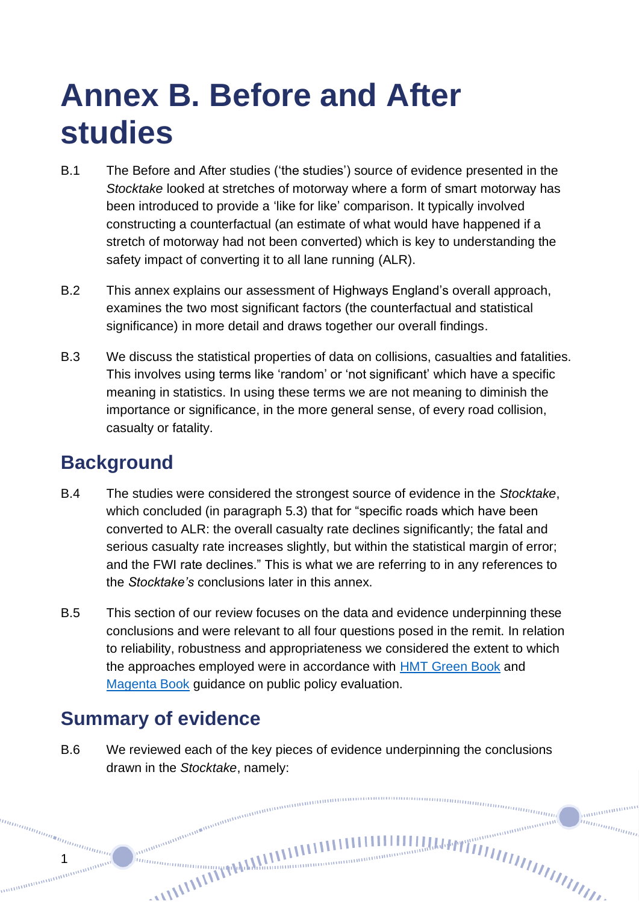# Annex B. Before and After studies

B.1 The Before and After studies ('the studies') source of evidence presented in the *Stocktake* looked at stretches of motorway where a form of smart motorway has been introduced to provide a 'like for like' comparison. It typically involved constructing a counterfactual (an estimate of what would have happened if a stretch of motorway had not been converted) which is key to understanding the safety impact of converting it to all lane running (ALR).

B.2 This annex explains our assessment of Highways England's overall approach, examines the two most significant factors (the counterfactual and statistical significance) in more detail and draws together our overall findings.

B.3 We discuss the statistical properties of data on collisions, casualties and fatalities. This involves using terms like 'random' or 'not significant' which have a specific meaning in statistics. In using these terms we are not meaning to diminish the importance or significance, in the more general sense, of every road collision, casualty or fatality.

## Background

B.4 The studies were considered the strongest source of evidence in the *Stocktake*, which concluded (in paragraph 5.3) that for "specific roads which have been converted to ALR: the overall casualty rate declines significantly; the fatal and serious casualty rate increases slightly, but within the statistical margin of error; and the FWI rate declines." This is what we are referring to in any references to the *Stocktake's* conclusions later in this annex.

B.5 This section of our review focuses on the data and evidence underpinning these conclusions and were relevant to all four questions posed in the remit. In relation to reliability, robustness and appropriateness we considered the extent to which the approaches employed were in accordance with [HMT Green Book] and [Magenta Book] guidance on public policy evaluation.

## Summary of evidence

B.6 We reviewed each of the key pieces of evidence underpinning the conclusions drawn in the *Stocktake*, namely: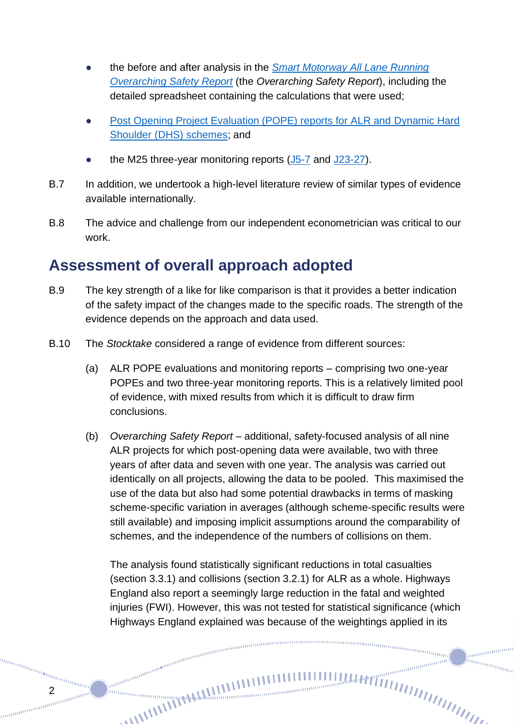- the before and after analysis in the [*Smart Motorway All Lane Running Overarching Safety Report*]() (the *Overarching Safety Report*), including the detailed spreadsheet containing the calculations that were used;

- [Post Opening Project Evaluation (POPE) reports for ALR and Dynamic Hard Shoulder (DHS) schemes](); and

- the M25 three-year monitoring reports ([J5-7]() and [J23-27]()).

B.7 In addition, we undertook a high-level literature review of similar types of evidence available internationally.

B.8 The advice and challenge from our independent econometrician was critical to our work.

## Assessment of overall approach adopted

B.9 The key strength of a like for like comparison is that it provides a better indication of the safety impact of the changes made to the specific roads. The strength of the evidence depends on the approach and data used.

B.10 The *Stocktake* considered a range of evidence from different sources:

(a) ALR POPE evaluations and monitoring reports – comprising two one-year POPEs and two three-year monitoring reports. This is a relatively limited pool of evidence, with mixed results from which it is difficult to draw firm conclusions.

(b) *Overarching Safety Report* – additional, safety-focused analysis of all nine ALR projects for which post-opening data were available, two with three years of after data and seven with one year. The analysis was carried out identically on all projects, allowing the data to be pooled. This maximised the use of the data but also had some potential drawbacks in terms of masking scheme-specific variation in averages (although scheme-specific results were still available) and imposing implicit assumptions around the comparability of schemes, and the independence of the numbers of collisions on them.

The analysis found statistically significant reductions in total casualties (section 3.3.1) and collisions (section 3.2.1) for ALR as a whole. Highways England also report a seemingly large reduction in the fatal and weighted injuries (FWI). However, this was not tested for statistical significance (which Highways England explained was because of the weightings applied in its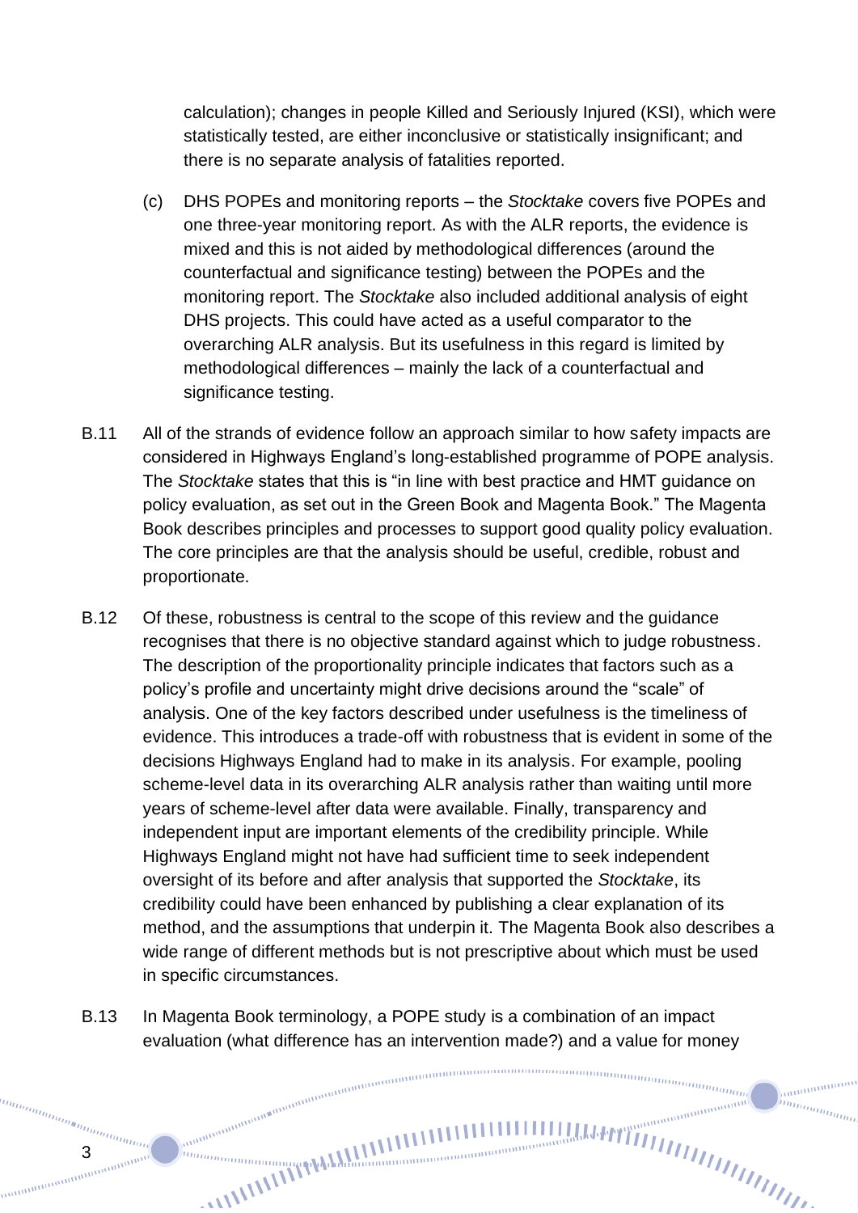calculation); changes in people Killed and Seriously Injured (KSI), which were statistically tested, are either inconclusive or statistically insignificant; and there is no separate analysis of fatalities reported.

(c) DHS POPEs and monitoring reports – the *Stocktake* covers five POPEs and one three-year monitoring report. As with the ALR reports, the evidence is mixed and this is not aided by methodological differences (around the counterfactual and significance testing) between the POPEs and the monitoring report. The *Stocktake* also included additional analysis of eight DHS projects. This could have acted as a useful comparator to the overarching ALR analysis. But its usefulness in this regard is limited by methodological differences – mainly the lack of a counterfactual and significance testing.

B.11 All of the strands of evidence follow an approach similar to how safety impacts are considered in Highways England's long-established programme of POPE analysis. The *Stocktake* states that this is "in line with best practice and HMT guidance on policy evaluation, as set out in the Green Book and Magenta Book." The Magenta Book describes principles and processes to support good quality policy evaluation. The core principles are that the analysis should be useful, credible, robust and proportionate.

B.12 Of these, robustness is central to the scope of this review and the guidance recognises that there is no objective standard against which to judge robustness. The description of the proportionality principle indicates that factors such as a policy's profile and uncertainty might drive decisions around the "scale" of analysis. One of the key factors described under usefulness is the timeliness of evidence. This introduces a trade-off with robustness that is evident in some of the decisions Highways England had to make in its analysis. For example, pooling scheme-level data in its overarching ALR analysis rather than waiting until more years of scheme-level after data were available. Finally, transparency and independent input are important elements of the credibility principle. While Highways England might not have had sufficient time to seek independent oversight of its before and after analysis that supported the *Stocktake*, its credibility could have been enhanced by publishing a clear explanation of its method, and the assumptions that underpin it. The Magenta Book also describes a wide range of different methods but is not prescriptive about which must be used in specific circumstances.

B.13 In Magenta Book terminology, a POPE study is a combination of an impact evaluation (what difference has an intervention made?) and a value for money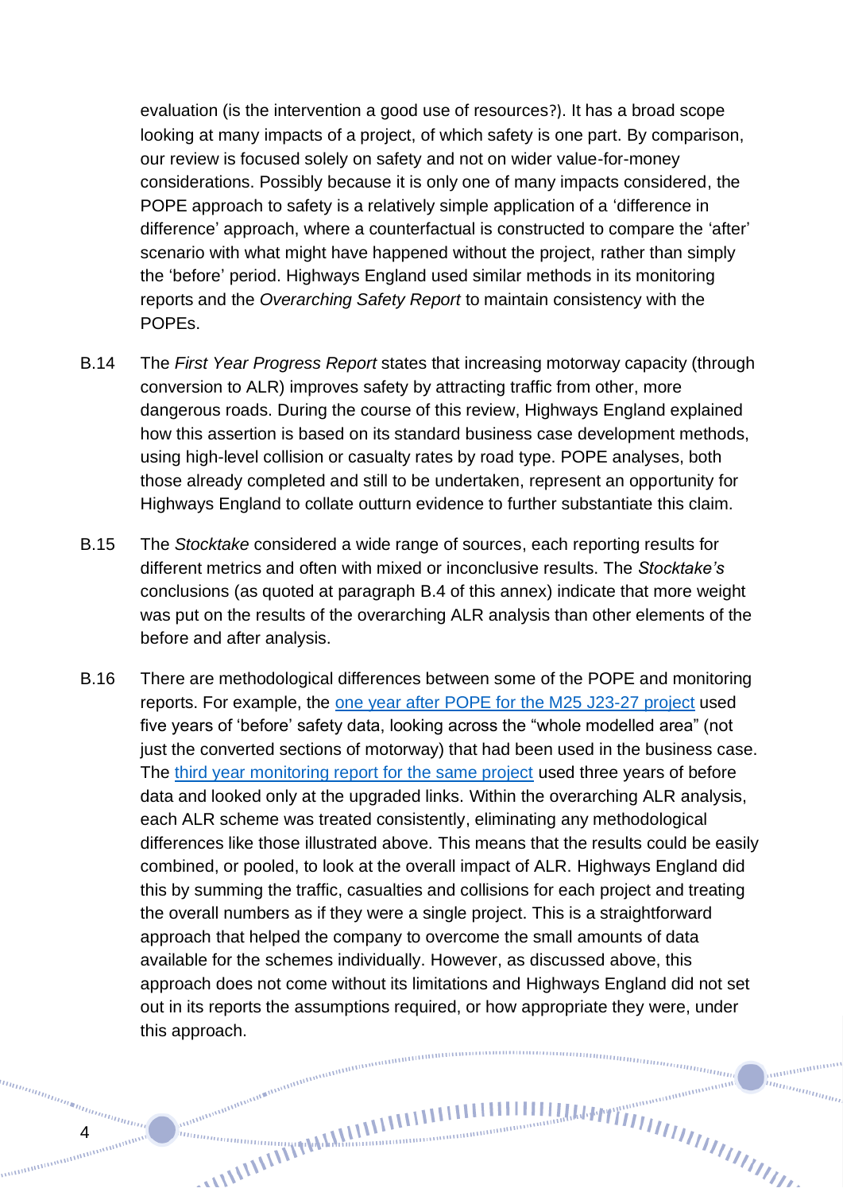evaluation (is the intervention a good use of resources?). It has a broad scope looking at many impacts of a project, of which safety is one part. By comparison, our review is focused solely on safety and not on wider value-for-money considerations. Possibly because it is only one of many impacts considered, the POPE approach to safety is a relatively simple application of a 'difference in difference' approach, where a counterfactual is constructed to compare the 'after' scenario with what might have happened without the project, rather than simply the 'before' period. Highways England used similar methods in its monitoring reports and the *Overarching Safety Report* to maintain consistency with the POPEs.

B.14 The *First Year Progress Report* states that increasing motorway capacity (through conversion to ALR) improves safety by attracting traffic from other, more dangerous roads. During the course of this review, Highways England explained how this assertion is based on its standard business case development methods, using high-level collision or casualty rates by road type. POPE analyses, both those already completed and still to be undertaken, represent an opportunity for Highways England to collate outturn evidence to further substantiate this claim.

B.15 The *Stocktake* considered a wide range of sources, each reporting results for different metrics and often with mixed or inconclusive results. The *Stocktake's* conclusions (as quoted at paragraph B.4 of this annex) indicate that more weight was put on the results of the overarching ALR analysis than other elements of the before and after analysis.

B.16 There are methodological differences between some of the POPE and monitoring reports. For example, the one year after POPE for the M25 J23-27 project used five years of 'before' safety data, looking across the "whole modelled area" (not just the converted sections of motorway) that had been used in the business case. The third year monitoring report for the same project used three years of before data and looked only at the upgraded links. Within the overarching ALR analysis, each ALR scheme was treated consistently, eliminating any methodological differences like those illustrated above. This means that the results could be easily combined, or pooled, to look at the overall impact of ALR. Highways England did this by summing the traffic, casualties and collisions for each project and treating the overall numbers as if they were a single project. This is a straightforward approach that helped the company to overcome the small amounts of data available for the schemes individually. However, as discussed above, this approach does not come without its limitations and Highways England did not set out in its reports the assumptions required, or how appropriate they were, under this approach.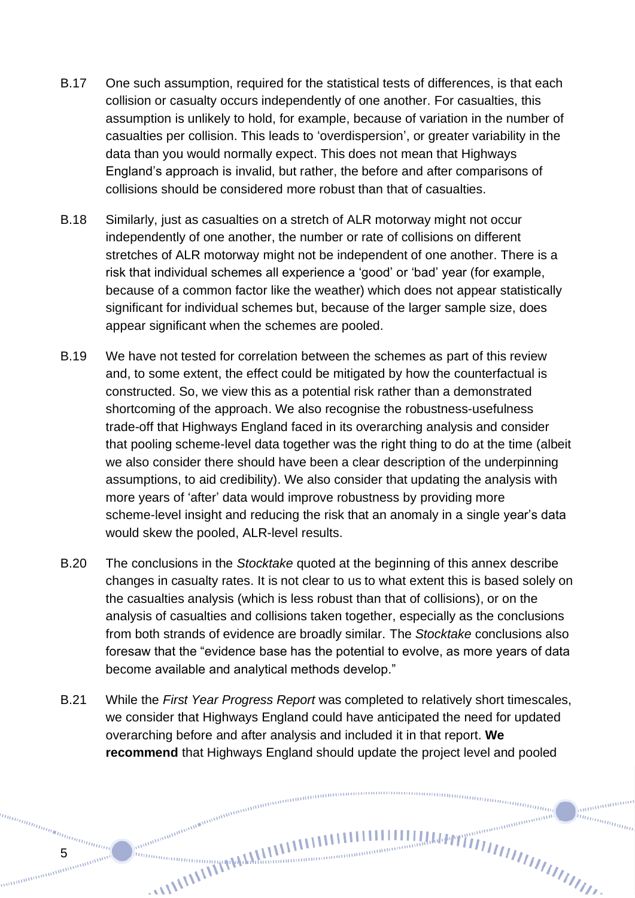B.17 One such assumption, required for the statistical tests of differences, is that each collision or casualty occurs independently of one another. For casualties, this assumption is unlikely to hold, for example, because of variation in the number of casualties per collision. This leads to 'overdispersion', or greater variability in the data than you would normally expect. This does not mean that Highways England's approach is invalid, but rather, the before and after comparisons of collisions should be considered more robust than that of casualties.

B.18 Similarly, just as casualties on a stretch of ALR motorway might not occur independently of one another, the number or rate of collisions on different stretches of ALR motorway might not be independent of one another. There is a risk that individual schemes all experience a 'good' or 'bad' year (for example, because of a common factor like the weather) which does not appear statistically significant for individual schemes but, because of the larger sample size, does appear significant when the schemes are pooled.

B.19 We have not tested for correlation between the schemes as part of this review and, to some extent, the effect could be mitigated by how the counterfactual is constructed. So, we view this as a potential risk rather than a demonstrated shortcoming of the approach. We also recognise the robustness-usefulness trade-off that Highways England faced in its overarching analysis and consider that pooling scheme-level data together was the right thing to do at the time (albeit we also consider there should have been a clear description of the underpinning assumptions, to aid credibility). We also consider that updating the analysis with more years of 'after' data would improve robustness by providing more scheme-level insight and reducing the risk that an anomaly in a single year's data would skew the pooled, ALR-level results.

B.20 The conclusions in the *Stocktake* quoted at the beginning of this annex describe changes in casualty rates. It is not clear to us to what extent this is based solely on the casualties analysis (which is less robust than that of collisions), or on the analysis of casualties and collisions taken together, especially as the conclusions from both strands of evidence are broadly similar. The *Stocktake* conclusions also foresaw that the "evidence base has the potential to evolve, as more years of data become available and analytical methods develop."

B.21 While the *First Year Progress Report* was completed to relatively short timescales, we consider that Highways England could have anticipated the need for updated overarching before and after analysis and included it in that report. **We recommend** that Highways England should update the project level and pooled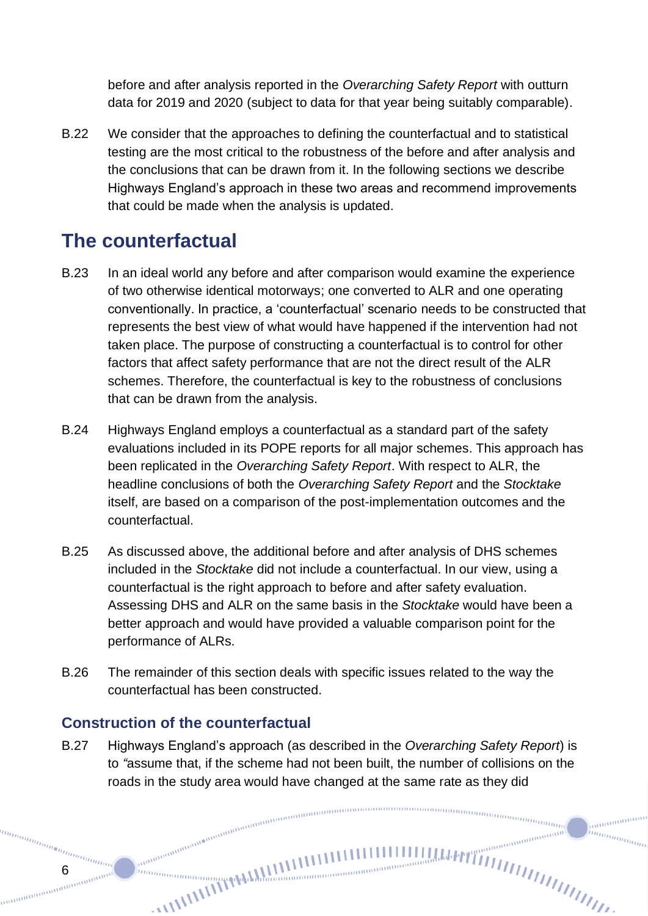before and after analysis reported in the *Overarching Safety Report* with outturn data for 2019 and 2020 (subject to data for that year being suitably comparable).

B.22 We consider that the approaches to defining the counterfactual and to statistical testing are the most critical to the robustness of the before and after analysis and the conclusions that can be drawn from it. In the following sections we describe Highways England's approach in these two areas and recommend improvements that could be made when the analysis is updated.

## The counterfactual

B.23 In an ideal world any before and after comparison would examine the experience of two otherwise identical motorways; one converted to ALR and one operating conventionally. In practice, a 'counterfactual' scenario needs to be constructed that represents the best view of what would have happened if the intervention had not taken place. The purpose of constructing a counterfactual is to control for other factors that affect safety performance that are not the direct result of the ALR schemes. Therefore, the counterfactual is key to the robustness of conclusions that can be drawn from the analysis.

B.24 Highways England employs a counterfactual as a standard part of the safety evaluations included in its POPE reports for all major schemes. This approach has been replicated in the *Overarching Safety Report*. With respect to ALR, the headline conclusions of both the *Overarching Safety Report* and the *Stocktake* itself, are based on a comparison of the post-implementation outcomes and the counterfactual.

B.25 As discussed above, the additional before and after analysis of DHS schemes included in the *Stocktake* did not include a counterfactual. In our view, using a counterfactual is the right approach to before and after safety evaluation. Assessing DHS and ALR on the same basis in the *Stocktake* would have been a better approach and would have provided a valuable comparison point for the performance of ALRs.

B.26 The remainder of this section deals with specific issues related to the way the counterfactual has been constructed.

### Construction of the counterfactual

B.27 Highways England's approach (as described in the *Overarching Safety Report*) is to "assume that, if the scheme had not been built, the number of collisions on the roads in the study area would have changed at the same rate as they did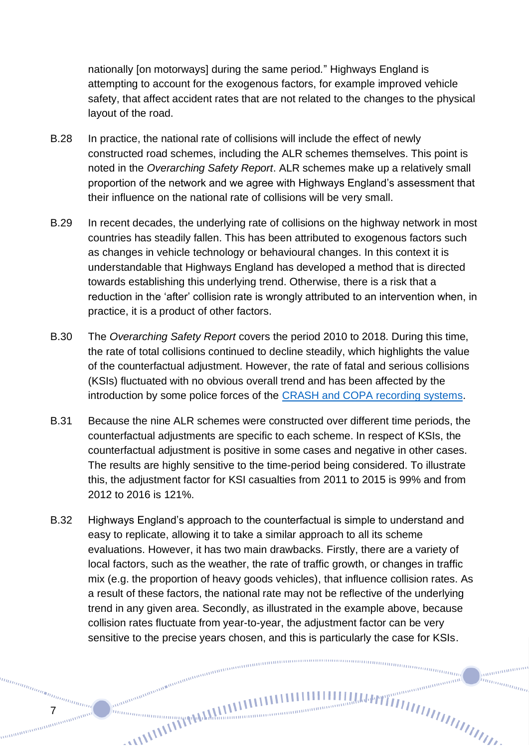nationally [on motorways] during the same period." Highways England is attempting to account for the exogenous factors, for example improved vehicle safety, that affect accident rates that are not related to the changes to the physical layout of the road.

B.28 In practice, the national rate of collisions will include the effect of newly constructed road schemes, including the ALR schemes themselves. This point is noted in the *Overarching Safety Report*. ALR schemes make up a relatively small proportion of the network and we agree with Highways England's assessment that their influence on the national rate of collisions will be very small.

B.29 In recent decades, the underlying rate of collisions on the highway network in most countries has steadily fallen. This has been attributed to exogenous factors such as changes in vehicle technology or behavioural changes. In this context it is understandable that Highways England has developed a method that is directed towards establishing this underlying trend. Otherwise, there is a risk that a reduction in the 'after' collision rate is wrongly attributed to an intervention when, in practice, it is a product of other factors.

B.30 The *Overarching Safety Report* covers the period 2010 to 2018. During this time, the rate of total collisions continued to decline steadily, which highlights the value of the counterfactual adjustment. However, the rate of fatal and serious collisions (KSIs) fluctuated with no obvious overall trend and has been affected by the introduction by some police forces of the [CRASH and COPA recording systems](#).

B.31 Because the nine ALR schemes were constructed over different time periods, the counterfactual adjustments are specific to each scheme. In respect of KSIs, the counterfactual adjustment is positive in some cases and negative in other cases. The results are highly sensitive to the time-period being considered. To illustrate this, the adjustment factor for KSI casualties from 2011 to 2015 is 99% and from 2012 to 2016 is 121%.

B.32 Highways England's approach to the counterfactual is simple to understand and easy to replicate, allowing it to take a similar approach to all its scheme evaluations. However, it has two main drawbacks. Firstly, there are a variety of local factors, such as the weather, the rate of traffic growth, or changes in traffic mix (e.g. the proportion of heavy goods vehicles), that influence collision rates. As a result of these factors, the national rate may not be reflective of the underlying trend in any given area. Secondly, as illustrated in the example above, because collision rates fluctuate from year-to-year, the adjustment factor can be very sensitive to the precise years chosen, and this is particularly the case for KSIs.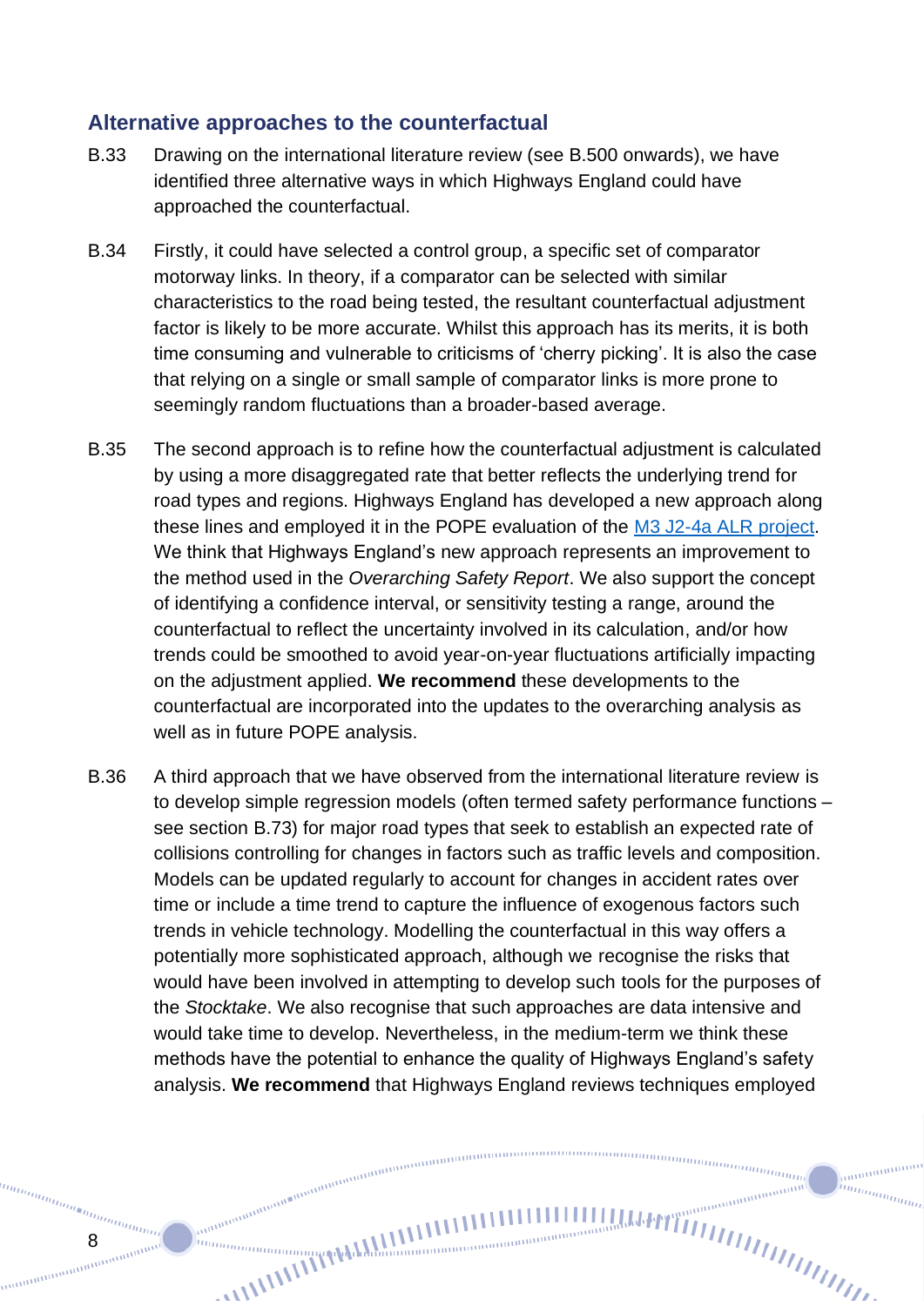## Alternative approaches to the counterfactual

B.33 Drawing on the international literature review (see B.500 onwards), we have identified three alternative ways in which Highways England could have approached the counterfactual.

B.34 Firstly, it could have selected a control group, a specific set of comparator motorway links. In theory, if a comparator can be selected with similar characteristics to the road being tested, the resultant counterfactual adjustment factor is likely to be more accurate. Whilst this approach has its merits, it is both time consuming and vulnerable to criticisms of 'cherry picking'. It is also the case that relying on a single or small sample of comparator links is more prone to seemingly random fluctuations than a broader-based average.

B.35 The second approach is to refine how the counterfactual adjustment is calculated by using a more disaggregated rate that better reflects the underlying trend for road types and regions. Highways England has developed a new approach along these lines and employed it in the POPE evaluation of the M3 J2-4a ALR project. We think that Highways England's new approach represents an improvement to the method used in the *Overarching Safety Report*. We also support the concept of identifying a confidence interval, or sensitivity testing a range, around the counterfactual to reflect the uncertainty involved in its calculation, and/or how trends could be smoothed to avoid year-on-year fluctuations artificially impacting on the adjustment applied. **We recommend** these developments to the counterfactual are incorporated into the updates to the overarching analysis as well as in future POPE analysis.

B.36 A third approach that we have observed from the international literature review is to develop simple regression models (often termed safety performance functions – see section B.73) for major road types that seek to establish an expected rate of collisions controlling for changes in factors such as traffic levels and composition. Models can be updated regularly to account for changes in accident rates over time or include a time trend to capture the influence of exogenous factors such trends in vehicle technology. Modelling the counterfactual in this way offers a potentially more sophisticated approach, although we recognise the risks that would have been involved in attempting to develop such tools for the purposes of the *Stocktake*. We also recognise that such approaches are data intensive and would take time to develop. Nevertheless, in the medium-term we think these methods have the potential to enhance the quality of Highways England's safety analysis. **We recommend** that Highways England reviews techniques employed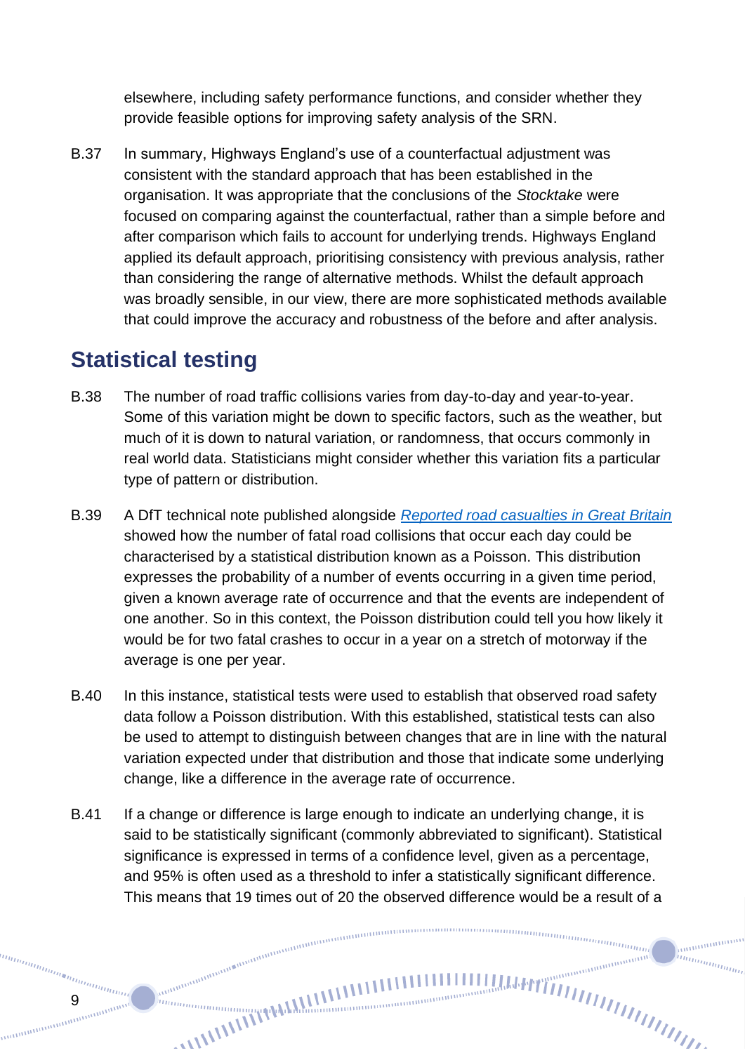elsewhere, including safety performance functions, and consider whether they provide feasible options for improving safety analysis of the SRN.

B.37 In summary, Highways England's use of a counterfactual adjustment was consistent with the standard approach that has been established in the organisation. It was appropriate that the conclusions of the *Stocktake* were focused on comparing against the counterfactual, rather than a simple before and after comparison which fails to account for underlying trends. Highways England applied its default approach, prioritising consistency with previous analysis, rather than considering the range of alternative methods. Whilst the default approach was broadly sensible, in our view, there are more sophisticated methods available that could improve the accuracy and robustness of the before and after analysis.

## Statistical testing

B.38 The number of road traffic collisions varies from day-to-day and year-to-year. Some of this variation might be down to specific factors, such as the weather, but much of it is down to natural variation, or randomness, that occurs commonly in real world data. Statisticians might consider whether this variation fits a particular type of pattern or distribution.

B.39 A DfT technical note published alongside [*Reported road casualties in Great Britain*]() showed how the number of fatal road collisions that occur each day could be characterised by a statistical distribution known as a Poisson. This distribution expresses the probability of a number of events occurring in a given time period, given a known average rate of occurrence and that the events are independent of one another. So in this context, the Poisson distribution could tell you how likely it would be for two fatal crashes to occur in a year on a stretch of motorway if the average is one per year.

B.40 In this instance, statistical tests were used to establish that observed road safety data follow a Poisson distribution. With this established, statistical tests can also be used to attempt to distinguish between changes that are in line with the natural variation expected under that distribution and those that indicate some underlying change, like a difference in the average rate of occurrence.

B.41 If a change or difference is large enough to indicate an underlying change, it is said to be statistically significant (commonly abbreviated to significant). Statistical significance is expressed in terms of a confidence level, given as a percentage, and 95% is often used as a threshold to infer a statistically significant difference. This means that 19 times out of 20 the observed difference would be a result of a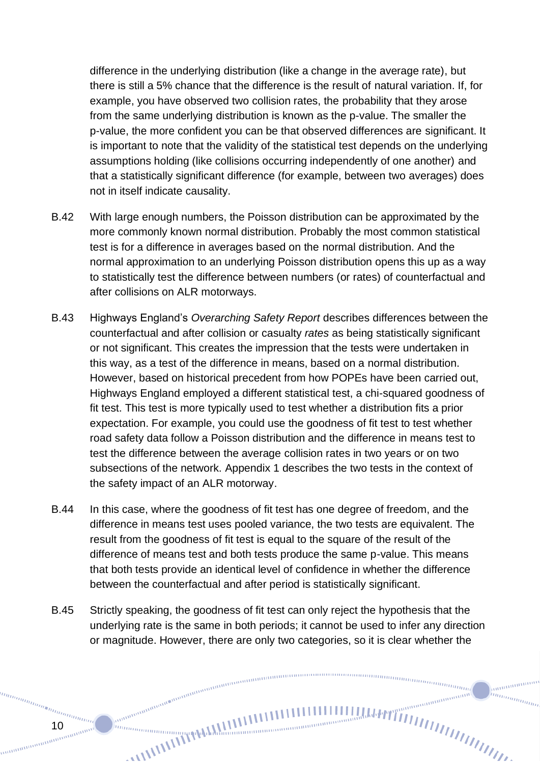difference in the underlying distribution (like a change in the average rate), but there is still a 5% chance that the difference is the result of natural variation. If, for example, you have observed two collision rates, the probability that they arose from the same underlying distribution is known as the p-value. The smaller the p-value, the more confident you can be that observed differences are significant. It is important to note that the validity of the statistical test depends on the underlying assumptions holding (like collisions occurring independently of one another) and that a statistically significant difference (for example, between two averages) does not in itself indicate causality.

B.42 With large enough numbers, the Poisson distribution can be approximated by the more commonly known normal distribution. Probably the most common statistical test is for a difference in averages based on the normal distribution. And the normal approximation to an underlying Poisson distribution opens this up as a way to statistically test the difference between numbers (or rates) of counterfactual and after collisions on ALR motorways.

B.43 Highways England's *Overarching Safety Report* describes differences between the counterfactual and after collision or casualty *rates* as being statistically significant or not significant. This creates the impression that the tests were undertaken in this way, as a test of the difference in means, based on a normal distribution. However, based on historical precedent from how POPEs have been carried out, Highways England employed a different statistical test, a chi-squared goodness of fit test. This test is more typically used to test whether a distribution fits a prior expectation. For example, you could use the goodness of fit test to test whether road safety data follow a Poisson distribution and the difference in means test to test the difference between the average collision rates in two years or on two subsections of the network. Appendix 1 describes the two tests in the context of the safety impact of an ALR motorway.

B.44 In this case, where the goodness of fit test has one degree of freedom, and the difference in means test uses pooled variance, the two tests are equivalent. The result from the goodness of fit test is equal to the square of the result of the difference of means test and both tests produce the same p-value. This means that both tests provide an identical level of confidence in whether the difference between the counterfactual and after period is statistically significant.

B.45 Strictly speaking, the goodness of fit test can only reject the hypothesis that the underlying rate is the same in both periods; it cannot be used to infer any direction or magnitude. However, there are only two categories, so it is clear whether the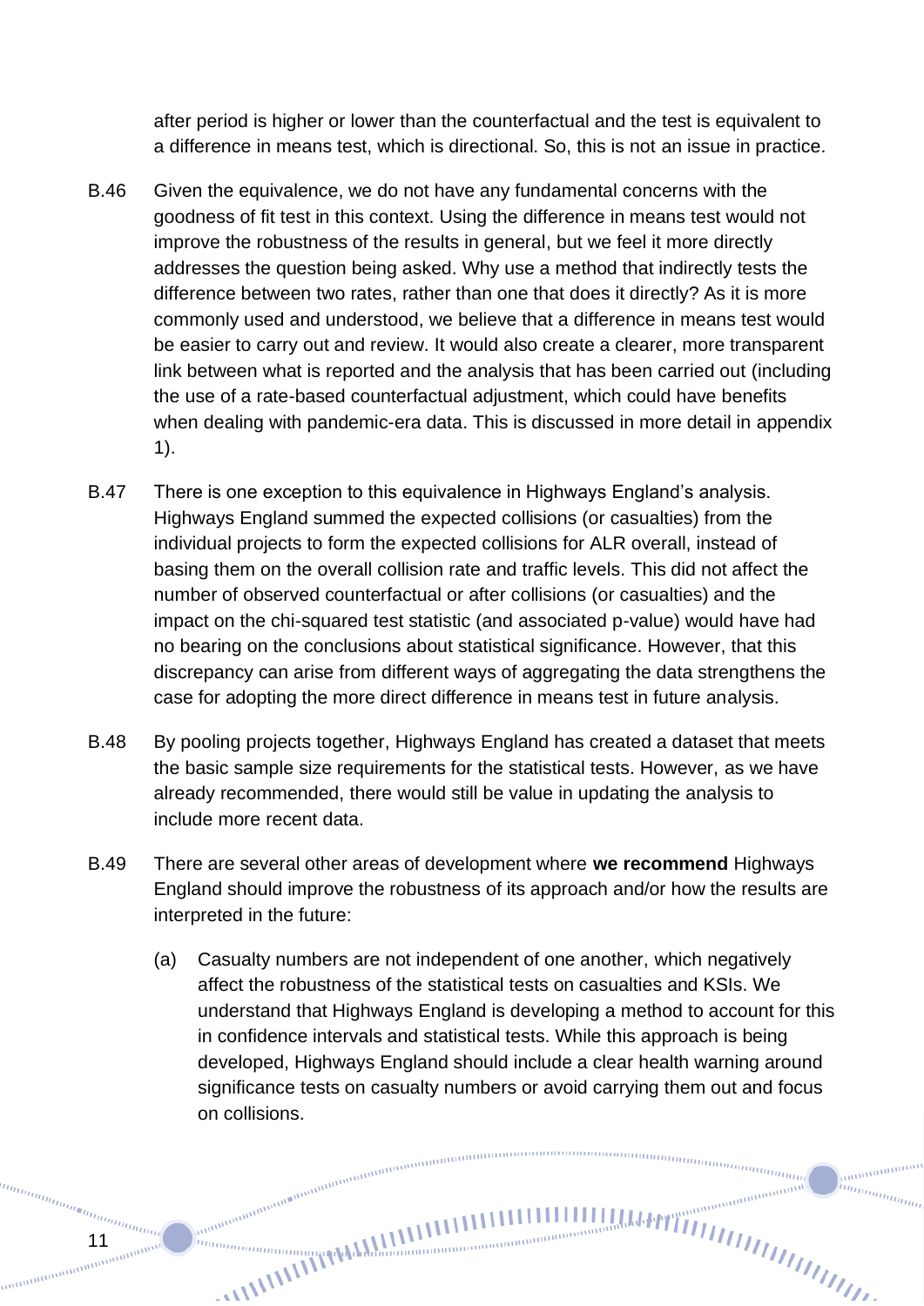after period is higher or lower than the counterfactual and the test is equivalent to a difference in means test, which is directional. So, this is not an issue in practice.

B.46 Given the equivalence, we do not have any fundamental concerns with the goodness of fit test in this context. Using the difference in means test would not improve the robustness of the results in general, but we feel it more directly addresses the question being asked. Why use a method that indirectly tests the difference between two rates, rather than one that does it directly? As it is more commonly used and understood, we believe that a difference in means test would be easier to carry out and review. It would also create a clearer, more transparent link between what is reported and the analysis that has been carried out (including the use of a rate-based counterfactual adjustment, which could have benefits when dealing with pandemic-era data. This is discussed in more detail in appendix 1).

B.47 There is one exception to this equivalence in Highways England's analysis. Highways England summed the expected collisions (or casualties) from the individual projects to form the expected collisions for ALR overall, instead of basing them on the overall collision rate and traffic levels. This did not affect the number of observed counterfactual or after collisions (or casualties) and the impact on the chi-squared test statistic (and associated p-value) would have had no bearing on the conclusions about statistical significance. However, that this discrepancy can arise from different ways of aggregating the data strengthens the case for adopting the more direct difference in means test in future analysis.

B.48 By pooling projects together, Highways England has created a dataset that meets the basic sample size requirements for the statistical tests. However, as we have already recommended, there would still be value in updating the analysis to include more recent data.

B.49 There are several other areas of development where **we recommend** Highways England should improve the robustness of its approach and/or how the results are interpreted in the future:

(a) Casualty numbers are not independent of one another, which negatively affect the robustness of the statistical tests on casualties and KSIs. We understand that Highways England is developing a method to account for this in confidence intervals and statistical tests. While this approach is being developed, Highways England should include a clear health warning around significance tests on casualty numbers or avoid carrying them out and focus on collisions.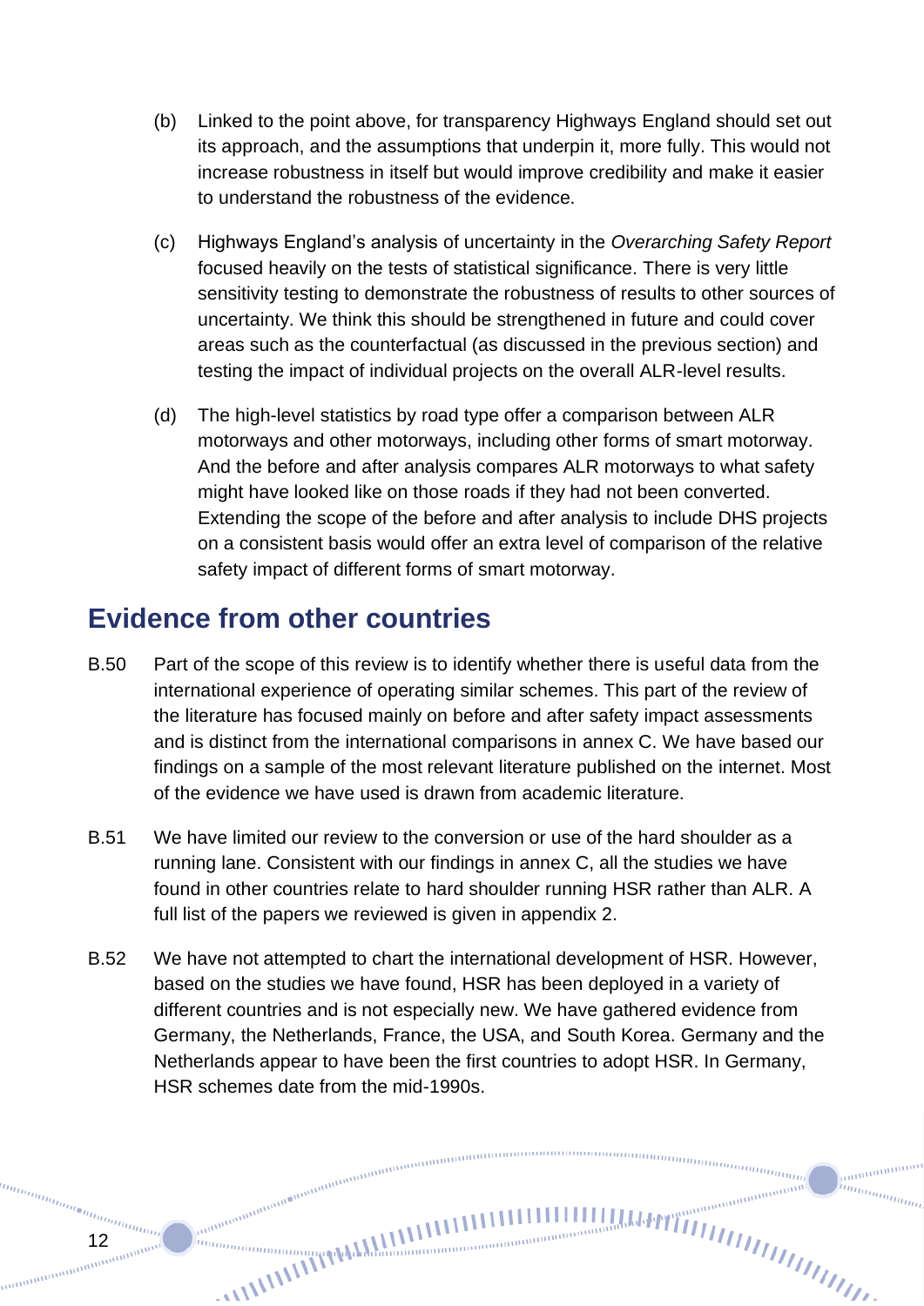(b) Linked to the point above, for transparency Highways England should set out its approach, and the assumptions that underpin it, more fully. This would not increase robustness in itself but would improve credibility and make it easier to understand the robustness of the evidence.

(c) Highways England's analysis of uncertainty in the *Overarching Safety Report* focused heavily on the tests of statistical significance. There is very little sensitivity testing to demonstrate the robustness of results to other sources of uncertainty. We think this should be strengthened in future and could cover areas such as the counterfactual (as discussed in the previous section) and testing the impact of individual projects on the overall ALR-level results.

(d) The high-level statistics by road type offer a comparison between ALR motorways and other motorways, including other forms of smart motorway. And the before and after analysis compares ALR motorways to what safety might have looked like on those roads if they had not been converted. Extending the scope of the before and after analysis to include DHS projects on a consistent basis would offer an extra level of comparison of the relative safety impact of different forms of smart motorway.

## Evidence from other countries

B.50 Part of the scope of this review is to identify whether there is useful data from the international experience of operating similar schemes. This part of the review of the literature has focused mainly on before and after safety impact assessments and is distinct from the international comparisons in annex C. We have based our findings on a sample of the most relevant literature published on the internet. Most of the evidence we have used is drawn from academic literature.

B.51 We have limited our review to the conversion or use of the hard shoulder as a running lane. Consistent with our findings in annex C, all the studies we have found in other countries relate to hard shoulder running HSR rather than ALR. A full list of the papers we reviewed is given in appendix 2.

B.52 We have not attempted to chart the international development of HSR. However, based on the studies we have found, HSR has been deployed in a variety of different countries and is not especially new. We have gathered evidence from Germany, the Netherlands, France, the USA, and South Korea. Germany and the Netherlands appear to have been the first countries to adopt HSR. In Germany, HSR schemes date from the mid-1990s.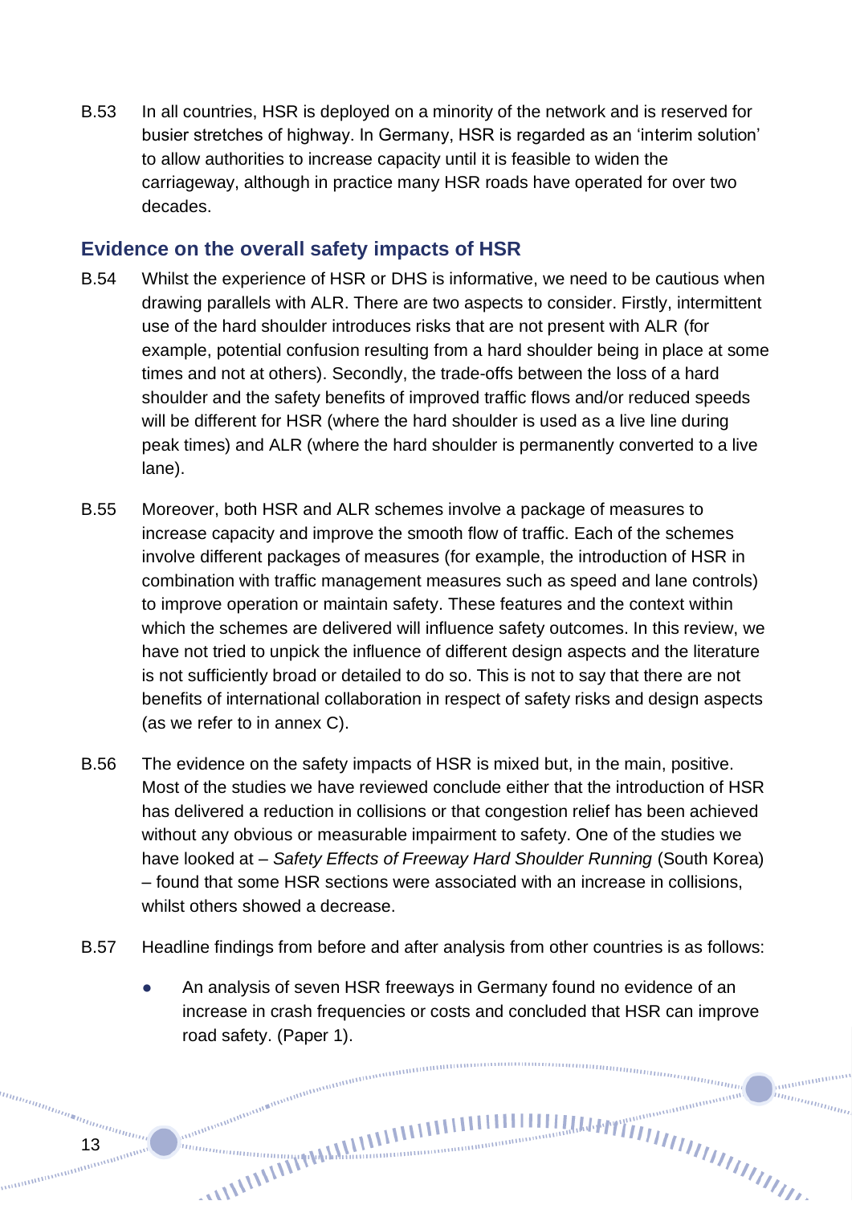B.53 In all countries, HSR is deployed on a minority of the network and is reserved for busier stretches of highway. In Germany, HSR is regarded as an 'interim solution' to allow authorities to increase capacity until it is feasible to widen the carriageway, although in practice many HSR roads have operated for over two decades.

## Evidence on the overall safety impacts of HSR

B.54 Whilst the experience of HSR or DHS is informative, we need to be cautious when drawing parallels with ALR. There are two aspects to consider. Firstly, intermittent use of the hard shoulder introduces risks that are not present with ALR (for example, potential confusion resulting from a hard shoulder being in place at some times and not at others). Secondly, the trade-offs between the loss of a hard shoulder and the safety benefits of improved traffic flows and/or reduced speeds will be different for HSR (where the hard shoulder is used as a live line during peak times) and ALR (where the hard shoulder is permanently converted to a live lane).

B.55 Moreover, both HSR and ALR schemes involve a package of measures to increase capacity and improve the smooth flow of traffic. Each of the schemes involve different packages of measures (for example, the introduction of HSR in combination with traffic management measures such as speed and lane controls) to improve operation or maintain safety. These features and the context within which the schemes are delivered will influence safety outcomes. In this review, we have not tried to unpick the influence of different design aspects and the literature is not sufficiently broad or detailed to do so. This is not to say that there are not benefits of international collaboration in respect of safety risks and design aspects (as we refer to in annex C).

B.56 The evidence on the safety impacts of HSR is mixed but, in the main, positive. Most of the studies we have reviewed conclude either that the introduction of HSR has delivered a reduction in collisions or that congestion relief has been achieved without any obvious or measurable impairment to safety. One of the studies we have looked at – *Safety Effects of Freeway Hard Shoulder Running* (South Korea) – found that some HSR sections were associated with an increase in collisions, whilst others showed a decrease.

B.57 Headline findings from before and after analysis from other countries is as follows:

- An analysis of seven HSR freeways in Germany found no evidence of an increase in crash frequencies or costs and concluded that HSR can improve road safety. (Paper 1).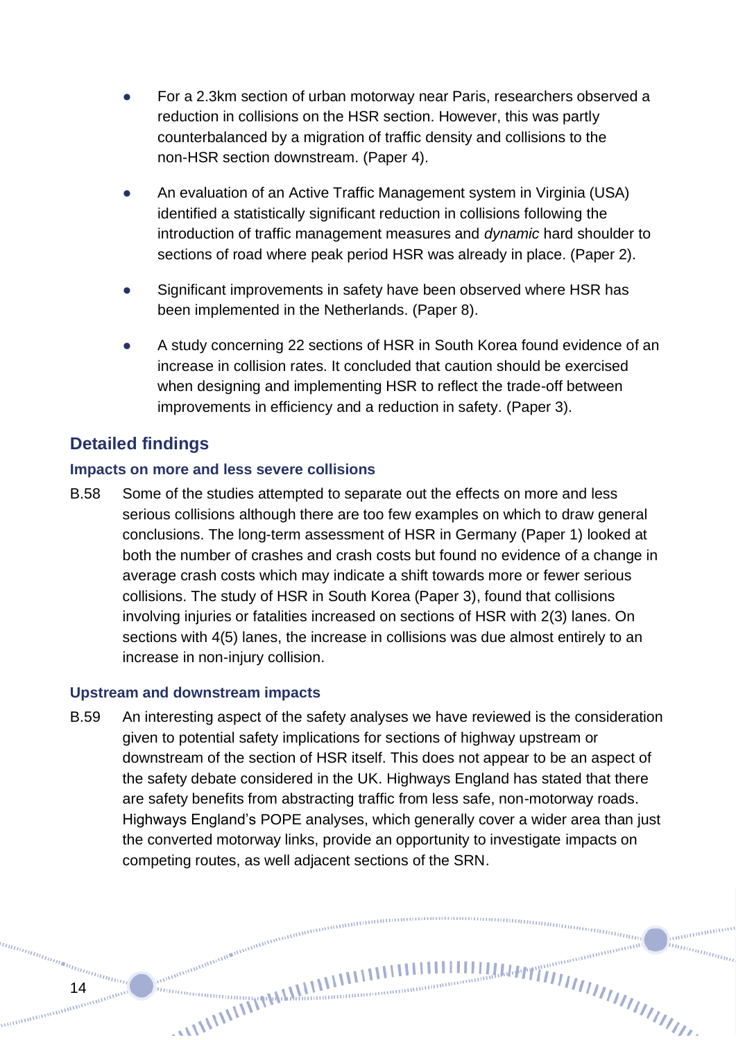- For a 2.3km section of urban motorway near Paris, researchers observed a reduction in collisions on the HSR section. However, this was partly counterbalanced by a migration of traffic density and collisions to the non-HSR section downstream. (Paper 4).
- An evaluation of an Active Traffic Management system in Virginia (USA) identified a statistically significant reduction in collisions following the introduction of traffic management measures and *dynamic* hard shoulder to sections of road where peak period HSR was already in place. (Paper 2).
- Significant improvements in safety have been observed where HSR has been implemented in the Netherlands. (Paper 8).
- A study concerning 22 sections of HSR in South Korea found evidence of an increase in collision rates. It concluded that caution should be exercised when designing and implementing HSR to reflect the trade-off between improvements in efficiency and a reduction in safety. (Paper 3).

## Detailed findings

### Impacts on more and less severe collisions

B.58 Some of the studies attempted to separate out the effects on more and less serious collisions although there are too few examples on which to draw general conclusions. The long-term assessment of HSR in Germany (Paper 1) looked at both the number of crashes and crash costs but found no evidence of a change in average crash costs which may indicate a shift towards more or fewer serious collisions. The study of HSR in South Korea (Paper 3), found that collisions involving injuries or fatalities increased on sections of HSR with 2(3) lanes. On sections with 4(5) lanes, the increase in collisions was due almost entirely to an increase in non-injury collision.

### Upstream and downstream impacts

B.59 An interesting aspect of the safety analyses we have reviewed is the consideration given to potential safety implications for sections of highway upstream or downstream of the section of HSR itself. This does not appear to be an aspect of the safety debate considered in the UK. Highways England has stated that there are safety benefits from abstracting traffic from less safe, non-motorway roads. Highways England's POPE analyses, which generally cover a wider area than just the converted motorway links, provide an opportunity to investigate impacts on competing routes, as well adjacent sections of the SRN.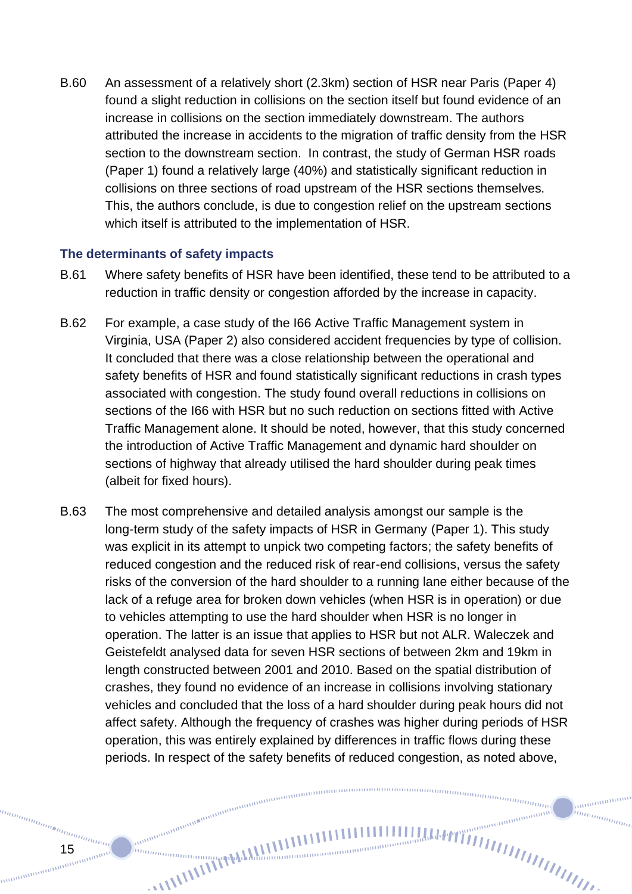B.60 An assessment of a relatively short (2.3km) section of HSR near Paris (Paper 4) found a slight reduction in collisions on the section itself but found evidence of an increase in collisions on the section immediately downstream. The authors attributed the increase in accidents to the migration of traffic density from the HSR section to the downstream section. In contrast, the study of German HSR roads (Paper 1) found a relatively large (40%) and statistically significant reduction in collisions on three sections of road upstream of the HSR sections themselves. This, the authors conclude, is due to congestion relief on the upstream sections which itself is attributed to the implementation of HSR.

### The determinants of safety impacts

B.61 Where safety benefits of HSR have been identified, these tend to be attributed to a reduction in traffic density or congestion afforded by the increase in capacity.

B.62 For example, a case study of the I66 Active Traffic Management system in Virginia, USA (Paper 2) also considered accident frequencies by type of collision. It concluded that there was a close relationship between the operational and safety benefits of HSR and found statistically significant reductions in crash types associated with congestion. The study found overall reductions in collisions on sections of the I66 with HSR but no such reduction on sections fitted with Active Traffic Management alone. It should be noted, however, that this study concerned the introduction of Active Traffic Management and dynamic hard shoulder on sections of highway that already utilised the hard shoulder during peak times (albeit for fixed hours).

B.63 The most comprehensive and detailed analysis amongst our sample is the long-term study of the safety impacts of HSR in Germany (Paper 1). This study was explicit in its attempt to unpick two competing factors; the safety benefits of reduced congestion and the reduced risk of rear-end collisions, versus the safety risks of the conversion of the hard shoulder to a running lane either because of the lack of a refuge area for broken down vehicles (when HSR is in operation) or due to vehicles attempting to use the hard shoulder when HSR is no longer in operation. The latter is an issue that applies to HSR but not ALR. Waleczek and Geistefeldt analysed data for seven HSR sections of between 2km and 19km in length constructed between 2001 and 2010. Based on the spatial distribution of crashes, they found no evidence of an increase in collisions involving stationary vehicles and concluded that the loss of a hard shoulder during peak hours did not affect safety. Although the frequency of crashes was higher during periods of HSR operation, this was entirely explained by differences in traffic flows during these periods. In respect of the safety benefits of reduced congestion, as noted above,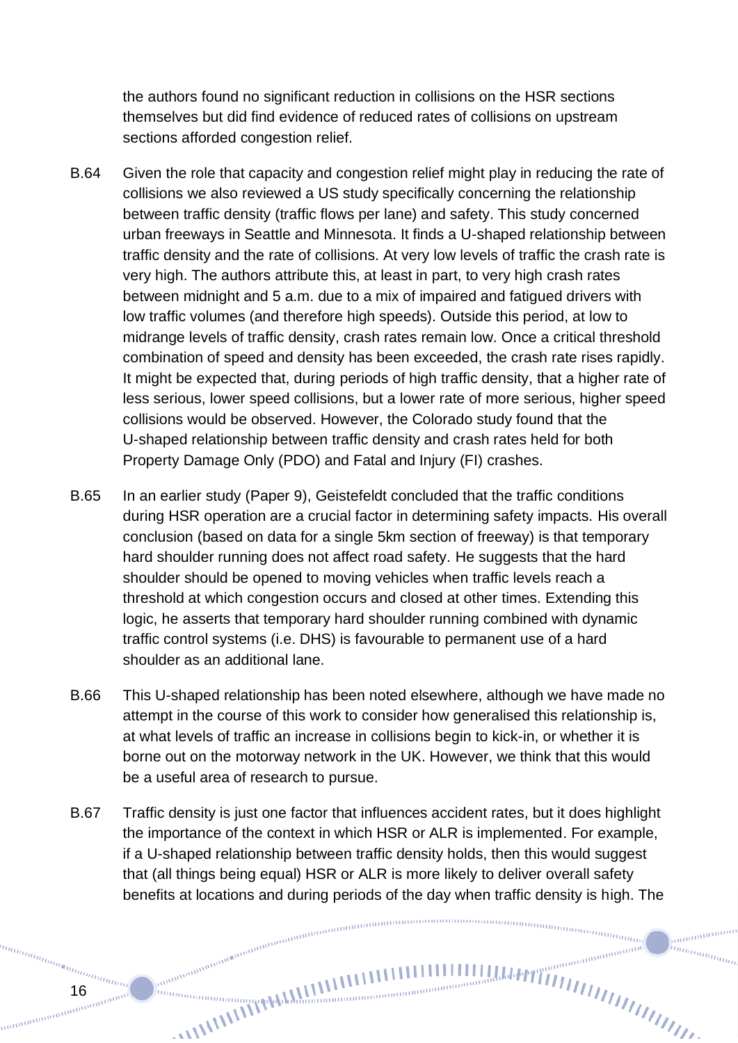the authors found no significant reduction in collisions on the HSR sections themselves but did find evidence of reduced rates of collisions on upstream sections afforded congestion relief.

B.64 Given the role that capacity and congestion relief might play in reducing the rate of collisions we also reviewed a US study specifically concerning the relationship between traffic density (traffic flows per lane) and safety. This study concerned urban freeways in Seattle and Minnesota. It finds a U-shaped relationship between traffic density and the rate of collisions. At very low levels of traffic the crash rate is very high. The authors attribute this, at least in part, to very high crash rates between midnight and 5 a.m. due to a mix of impaired and fatigued drivers with low traffic volumes (and therefore high speeds). Outside this period, at low to midrange levels of traffic density, crash rates remain low. Once a critical threshold combination of speed and density has been exceeded, the crash rate rises rapidly. It might be expected that, during periods of high traffic density, that a higher rate of less serious, lower speed collisions, but a lower rate of more serious, higher speed collisions would be observed. However, the Colorado study found that the U-shaped relationship between traffic density and crash rates held for both Property Damage Only (PDO) and Fatal and Injury (FI) crashes.

B.65 In an earlier study (Paper 9), Geistefeldt concluded that the traffic conditions during HSR operation are a crucial factor in determining safety impacts. His overall conclusion (based on data for a single 5km section of freeway) is that temporary hard shoulder running does not affect road safety. He suggests that the hard shoulder should be opened to moving vehicles when traffic levels reach a threshold at which congestion occurs and closed at other times. Extending this logic, he asserts that temporary hard shoulder running combined with dynamic traffic control systems (i.e. DHS) is favourable to permanent use of a hard shoulder as an additional lane.

B.66 This U-shaped relationship has been noted elsewhere, although we have made no attempt in the course of this work to consider how generalised this relationship is, at what levels of traffic an increase in collisions begin to kick-in, or whether it is borne out on the motorway network in the UK. However, we think that this would be a useful area of research to pursue.

B.67 Traffic density is just one factor that influences accident rates, but it does highlight the importance of the context in which HSR or ALR is implemented. For example, if a U-shaped relationship between traffic density holds, then this would suggest that (all things being equal) HSR or ALR is more likely to deliver overall safety benefits at locations and during periods of the day when traffic density is high. The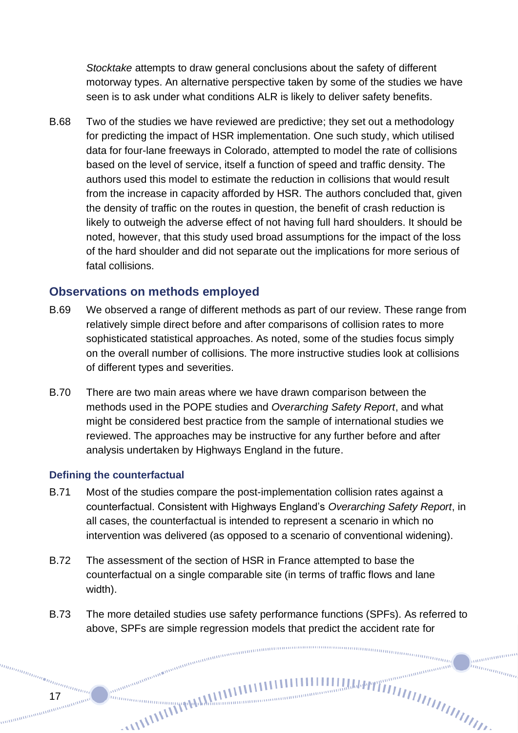*Stocktake* attempts to draw general conclusions about the safety of different motorway types. An alternative perspective taken by some of the studies we have seen is to ask under what conditions ALR is likely to deliver safety benefits.

B.68 Two of the studies we have reviewed are predictive; they set out a methodology for predicting the impact of HSR implementation. One such study, which utilised data for four-lane freeways in Colorado, attempted to model the rate of collisions based on the level of service, itself a function of speed and traffic density. The authors used this model to estimate the reduction in collisions that would result from the increase in capacity afforded by HSR. The authors concluded that, given the density of traffic on the routes in question, the benefit of crash reduction is likely to outweigh the adverse effect of not having full hard shoulders. It should be noted, however, that this study used broad assumptions for the impact of the loss of the hard shoulder and did not separate out the implications for more serious of fatal collisions.

## Observations on methods employed

B.69 We observed a range of different methods as part of our review. These range from relatively simple direct before and after comparisons of collision rates to more sophisticated statistical approaches. As noted, some of the studies focus simply on the overall number of collisions. The more instructive studies look at collisions of different types and severities.

B.70 There are two main areas where we have drawn comparison between the methods used in the POPE studies and *Overarching Safety Report*, and what might be considered best practice from the sample of international studies we reviewed. The approaches may be instructive for any further before and after analysis undertaken by Highways England in the future.

### Defining the counterfactual

B.71 Most of the studies compare the post-implementation collision rates against a counterfactual. Consistent with Highways England's *Overarching Safety Report*, in all cases, the counterfactual is intended to represent a scenario in which no intervention was delivered (as opposed to a scenario of conventional widening).

B.72 The assessment of the section of HSR in France attempted to base the counterfactual on a single comparable site (in terms of traffic flows and lane width).

B.73 The more detailed studies use safety performance functions (SPFs). As referred to above, SPFs are simple regression models that predict the accident rate for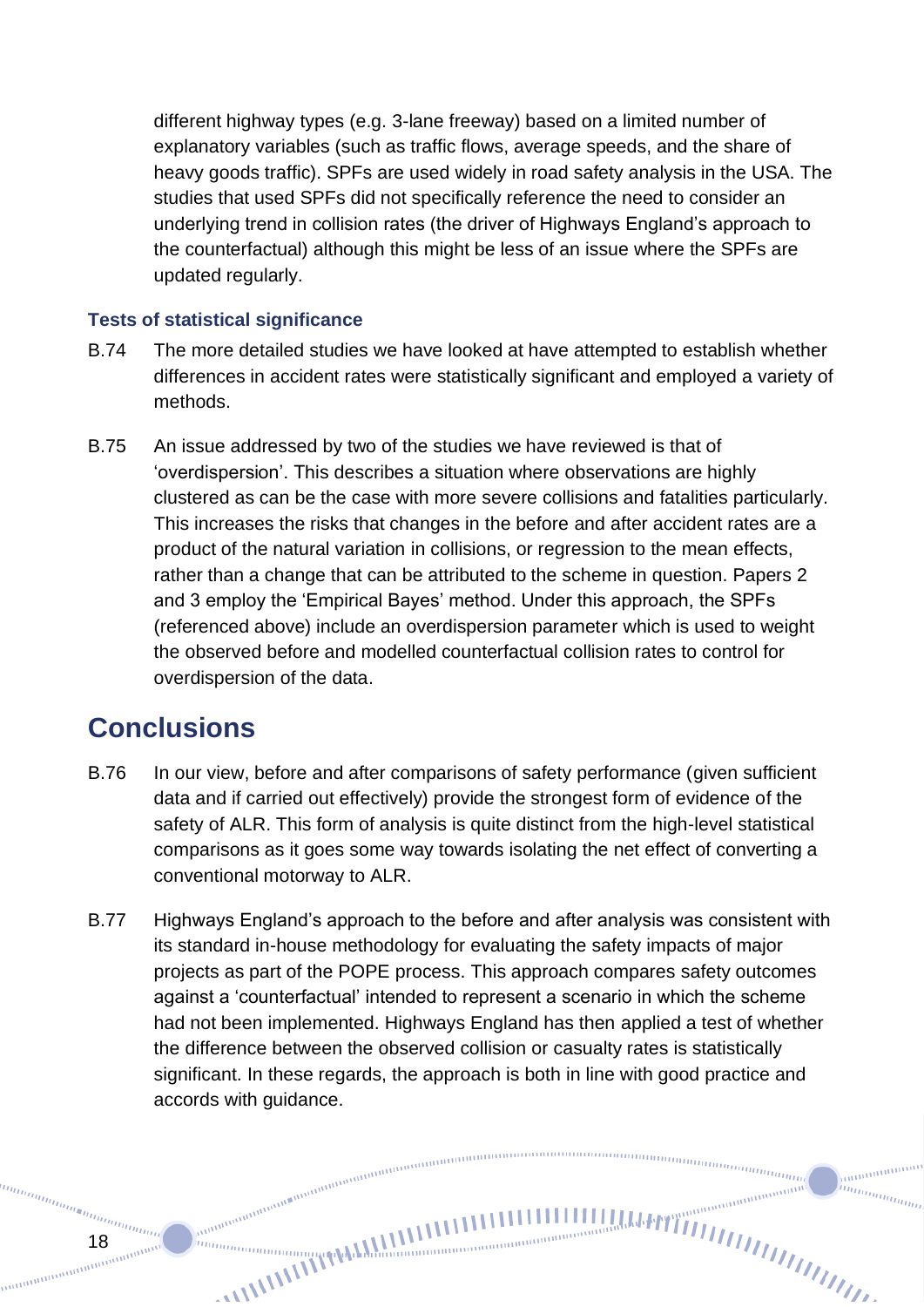different highway types (e.g. 3-lane freeway) based on a limited number of explanatory variables (such as traffic flows, average speeds, and the share of heavy goods traffic). SPFs are used widely in road safety analysis in the USA. The studies that used SPFs did not specifically reference the need to consider an underlying trend in collision rates (the driver of Highways England's approach to the counterfactual) although this might be less of an issue where the SPFs are updated regularly.

### Tests of statistical significance

B.74 The more detailed studies we have looked at have attempted to establish whether differences in accident rates were statistically significant and employed a variety of methods.

B.75 An issue addressed by two of the studies we have reviewed is that of 'overdispersion'. This describes a situation where observations are highly clustered as can be the case with more severe collisions and fatalities particularly. This increases the risks that changes in the before and after accident rates are a product of the natural variation in collisions, or regression to the mean effects, rather than a change that can be attributed to the scheme in question. Papers 2 and 3 employ the 'Empirical Bayes' method. Under this approach, the SPFs (referenced above) include an overdispersion parameter which is used to weight the observed before and modelled counterfactual collision rates to control for overdispersion of the data.

## Conclusions

B.76 In our view, before and after comparisons of safety performance (given sufficient data and if carried out effectively) provide the strongest form of evidence of the safety of ALR. This form of analysis is quite distinct from the high-level statistical comparisons as it goes some way towards isolating the net effect of converting a conventional motorway to ALR.

B.77 Highways England's approach to the before and after analysis was consistent with its standard in-house methodology for evaluating the safety impacts of major projects as part of the POPE process. This approach compares safety outcomes against a 'counterfactual' intended to represent a scenario in which the scheme had not been implemented. Highways England has then applied a test of whether the difference between the observed collision or casualty rates is statistically significant. In these regards, the approach is both in line with good practice and accords with guidance.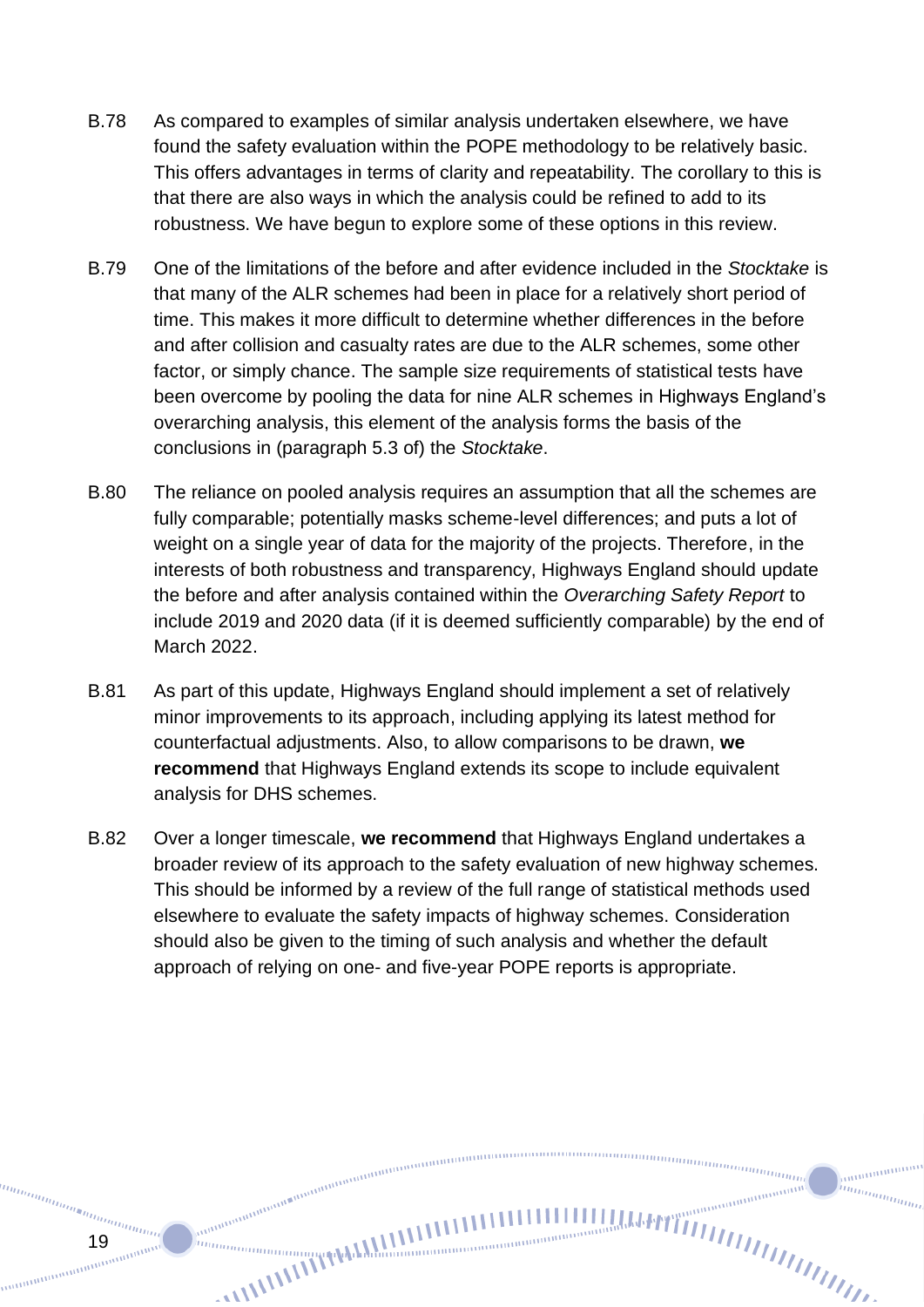B.78 As compared to examples of similar analysis undertaken elsewhere, we have found the safety evaluation within the POPE methodology to be relatively basic. This offers advantages in terms of clarity and repeatability. The corollary to this is that there are also ways in which the analysis could be refined to add to its robustness. We have begun to explore some of these options in this review.

B.79 One of the limitations of the before and after evidence included in the *Stocktake* is that many of the ALR schemes had been in place for a relatively short period of time. This makes it more difficult to determine whether differences in the before and after collision and casualty rates are due to the ALR schemes, some other factor, or simply chance. The sample size requirements of statistical tests have been overcome by pooling the data for nine ALR schemes in Highways England's overarching analysis, this element of the analysis forms the basis of the conclusions in (paragraph 5.3 of) the *Stocktake*.

B.80 The reliance on pooled analysis requires an assumption that all the schemes are fully comparable; potentially masks scheme-level differences; and puts a lot of weight on a single year of data for the majority of the projects. Therefore, in the interests of both robustness and transparency, Highways England should update the before and after analysis contained within the *Overarching Safety Report* to include 2019 and 2020 data (if it is deemed sufficiently comparable) by the end of March 2022.

B.81 As part of this update, Highways England should implement a set of relatively minor improvements to its approach, including applying its latest method for counterfactual adjustments. Also, to allow comparisons to be drawn, **we recommend** that Highways England extends its scope to include equivalent analysis for DHS schemes.

B.82 Over a longer timescale, **we recommend** that Highways England undertakes a broader review of its approach to the safety evaluation of new highway schemes. This should be informed by a review of the full range of statistical methods used elsewhere to evaluate the safety impacts of highway schemes. Consideration should also be given to the timing of such analysis and whether the default approach of relying on one- and five-year POPE reports is appropriate.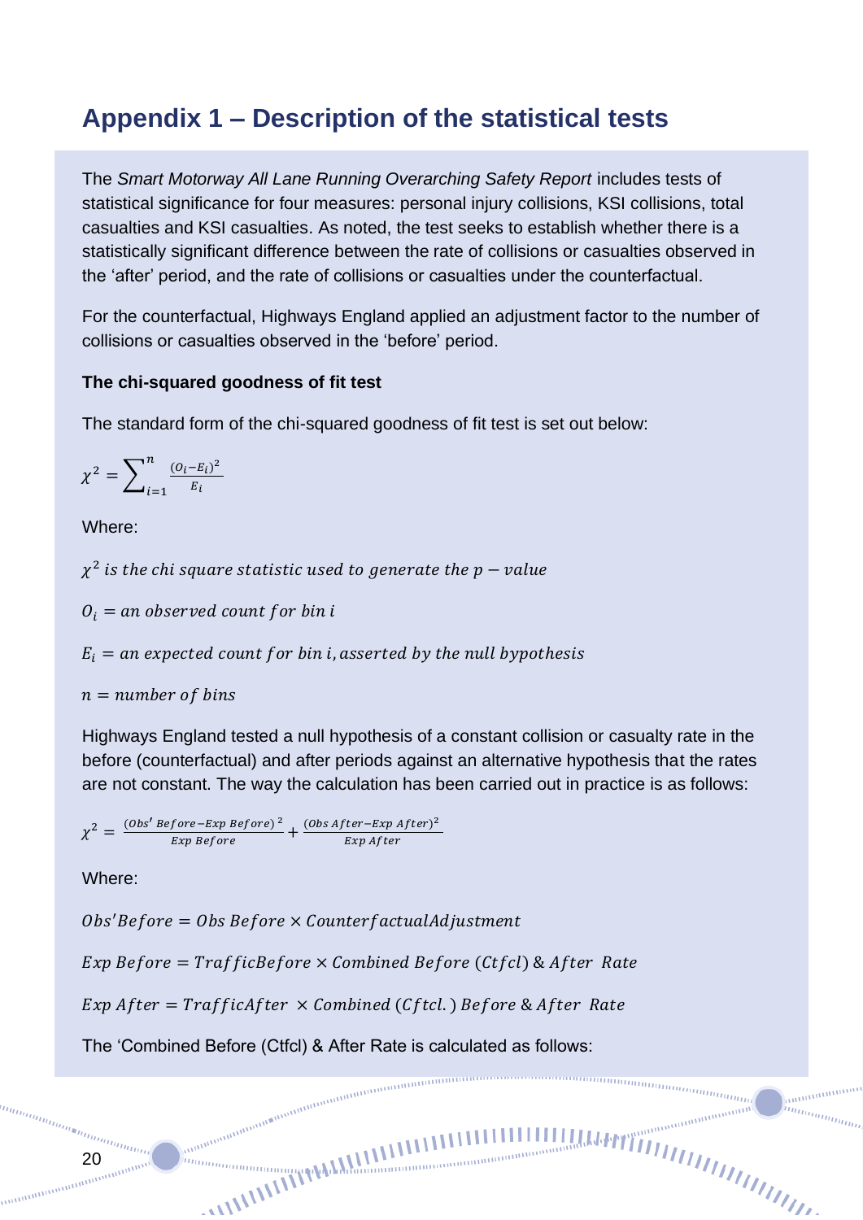## Appendix 1 – Description of the statistical tests

The *Smart Motorway All Lane Running Overarching Safety Report* includes tests of statistical significance for four measures: personal injury collisions, KSI collisions, total casualties and KSI casualties. As noted, the test seeks to establish whether there is a statistically significant difference between the rate of collisions or casualties observed in the 'after' period, and the rate of collisions or casualties under the counterfactual.

For the counterfactual, Highways England applied an adjustment factor to the number of collisions or casualties observed in the 'before' period.

**The chi-squared goodness of fit test**

The standard form of the chi-squared goodness of fit test is set out below:

$$\chi^2 = \sum_{i=1}^{n} \frac{(O_i - E_i)^2}{E_i}$$

Where:

$\chi^2$ *is the chi square statistic used to generate the* $p - value$

$O_i$ = *an observed count for bin* $i$

$E_i$ = *an expected count for bin* $i$*, asserted by the null hypothesis*

$n$ = *number of bins*

Highways England tested a null hypothesis of a constant collision or casualty rate in the before (counterfactual) and after periods against an alternative hypothesis that the rates are not constant. The way the calculation has been carried out in practice is as follows:

$$\chi^2 = \frac{(Obs'\,Before - Exp\,Before)^2}{Exp\,Before} + \frac{(Obs\,After - Exp\,After)^2}{Exp\,After}$$

Where:

$$Obs'Before = Obs\,Before \times CounterfactualAdjustment$$

$$Exp\,Before = TrafficBefore \times Combined\,Before\,(Ctfcl)\,\&\,After\;\;Rate$$

$$Exp\,After = TrafficAfter\;\times Combined\,(Cftcl.)\,Before\,\&\,After\;\;Rate$$

The 'Combined Before (Ctfcl) & After Rate is calculated as follows: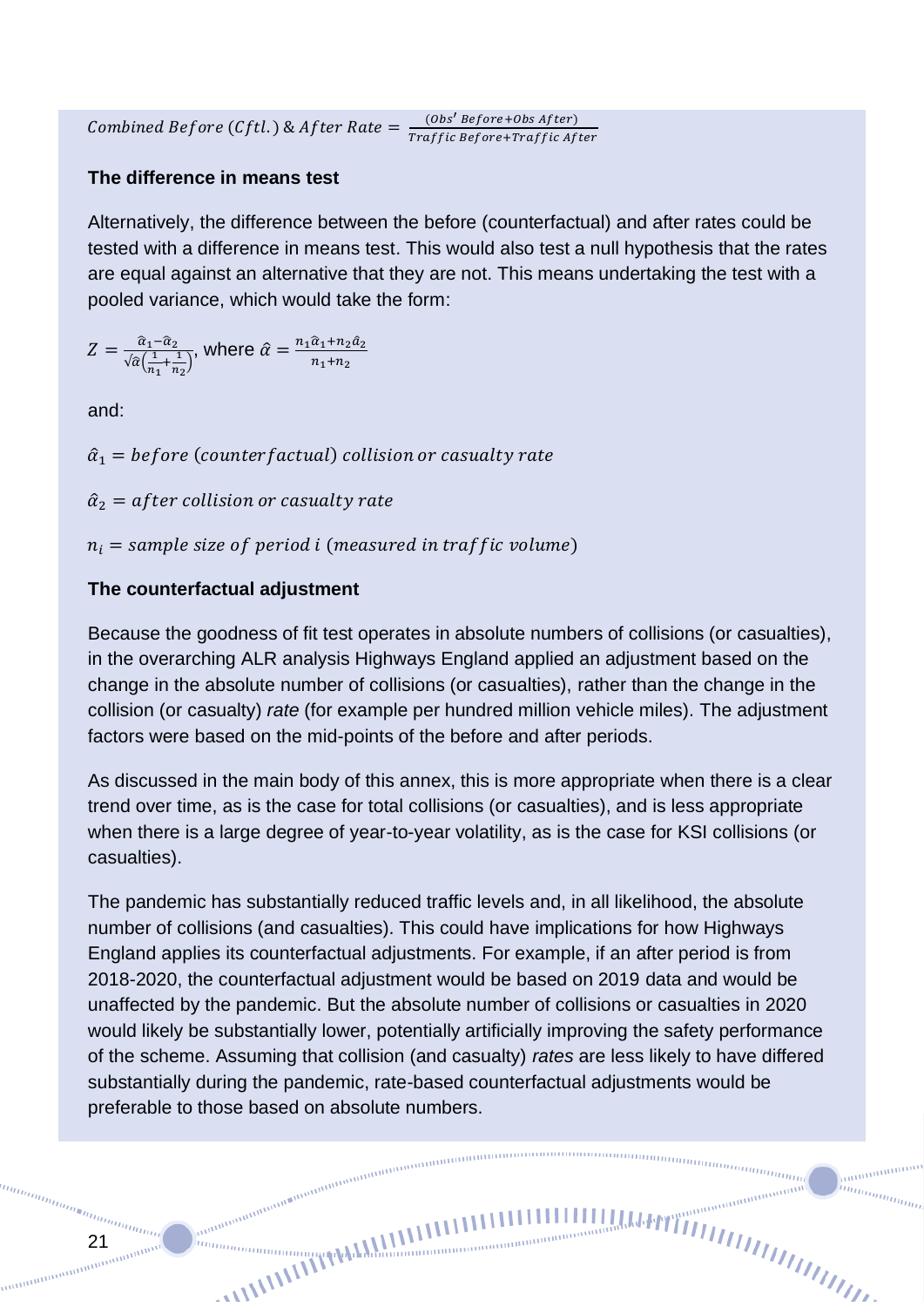$$Combined\ Before\ (Cftl.)\ \&\ After\ Rate = \frac{(Obs'\ Before + Obs\ After)}{Traffic\ Before + Traffic\ After}$$

**The difference in means test**

Alternatively, the difference between the before (counterfactual) and after rates could be tested with a difference in means test. This would also test a null hypothesis that the rates are equal against an alternative that they are not. This means undertaking the test with a pooled variance, which would take the form:

$$Z = \frac{\hat{\alpha}_1 - \hat{\alpha}_2}{\sqrt{\hat{\alpha}}\left(\frac{1}{n_1} + \frac{1}{n_2}\right)}, \text{ where } \hat{\alpha} = \frac{n_1\hat{\alpha}_1 + n_2\hat{\alpha}_2}{n_1 + n_2}$$

and:

$\hat{\alpha}_1 = before\ (counterfactual)\ collision\ or\ casualty\ rate$

$\hat{\alpha}_2 = after\ collision\ or\ casualty\ rate$

$n_i = sample\ size\ of\ period\ i\ (measured\ in\ traffic\ volume)$

**The counterfactual adjustment**

Because the goodness of fit test operates in absolute numbers of collisions (or casualties), in the overarching ALR analysis Highways England applied an adjustment based on the change in the absolute number of collisions (or casualties), rather than the change in the collision (or casualty) *rate* (for example per hundred million vehicle miles). The adjustment factors were based on the mid-points of the before and after periods.

As discussed in the main body of this annex, this is more appropriate when there is a clear trend over time, as is the case for total collisions (or casualties), and is less appropriate when there is a large degree of year-to-year volatility, as is the case for KSI collisions (or casualties).

The pandemic has substantially reduced traffic levels and, in all likelihood, the absolute number of collisions (and casualties). This could have implications for how Highways England applies its counterfactual adjustments. For example, if an after period is from 2018-2020, the counterfactual adjustment would be based on 2019 data and would be unaffected by the pandemic. But the absolute number of collisions or casualties in 2020 would likely be substantially lower, potentially artificially improving the safety performance of the scheme. Assuming that collision (and casualty) *rates* are less likely to have differed substantially during the pandemic, rate-based counterfactual adjustments would be preferable to those based on absolute numbers.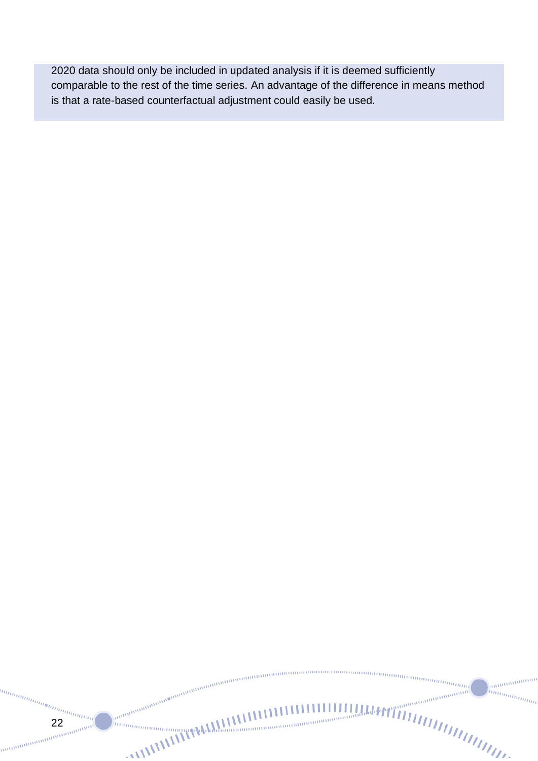2020 data should only be included in updated analysis if it is deemed sufficiently comparable to the rest of the time series. An advantage of the difference in means method is that a rate-based counterfactual adjustment could easily be used.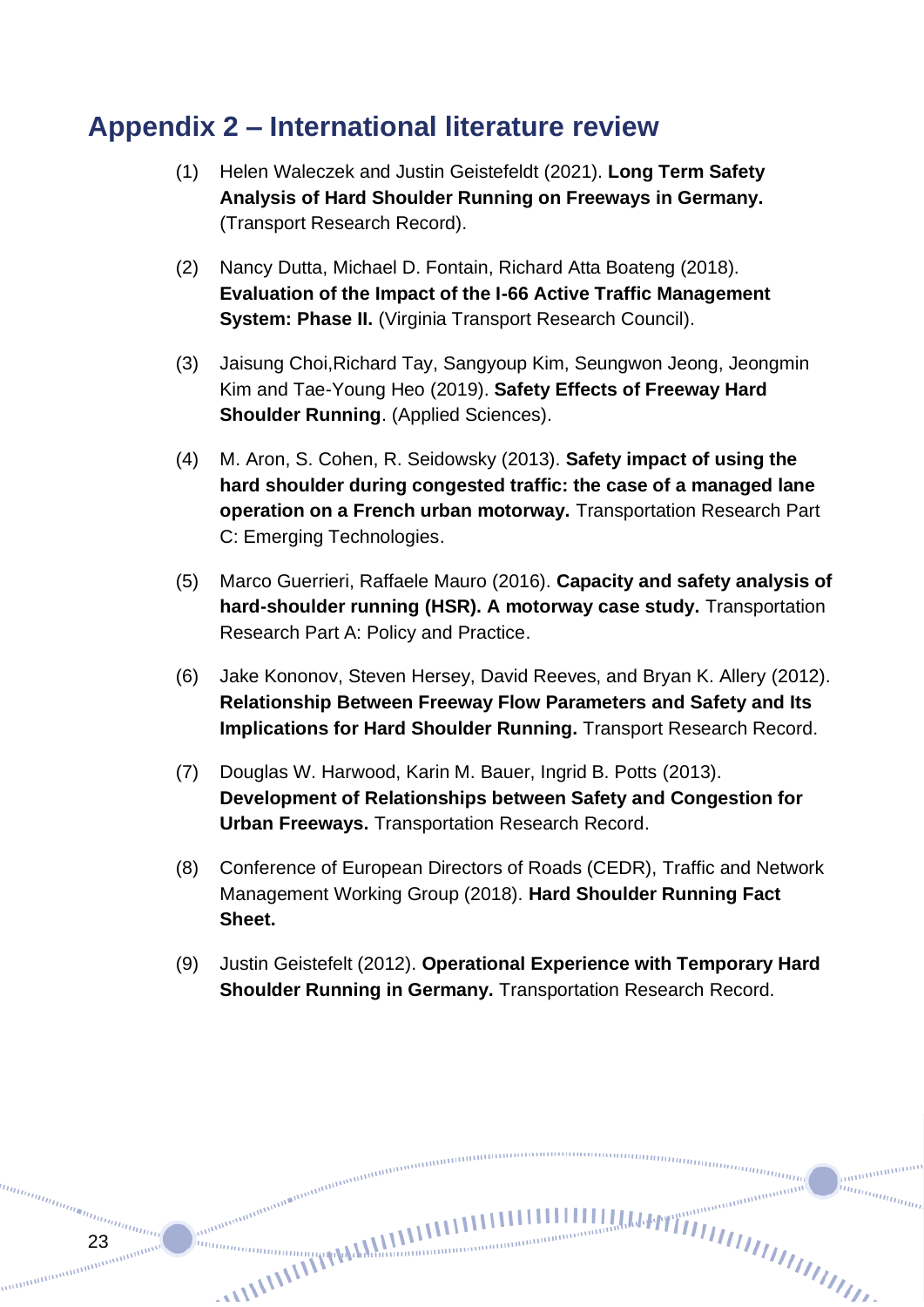## Appendix 2 – International literature review

(1) Helen Waleczek and Justin Geistefeldt (2021). **Long Term Safety Analysis of Hard Shoulder Running on Freeways in Germany.** (Transport Research Record).

(2) Nancy Dutta, Michael D. Fontain, Richard Atta Boateng (2018). **Evaluation of the Impact of the I-66 Active Traffic Management System: Phase II.** (Virginia Transport Research Council).

(3) Jaisung Choi,Richard Tay, Sangyoup Kim, Seungwon Jeong, Jeongmin Kim and Tae-Young Heo (2019). **Safety Effects of Freeway Hard Shoulder Running**. (Applied Sciences).

(4) M. Aron, S. Cohen, R. Seidowsky (2013). **Safety impact of using the hard shoulder during congested traffic: the case of a managed lane operation on a French urban motorway.** Transportation Research Part C: Emerging Technologies.

(5) Marco Guerrieri, Raffaele Mauro (2016). **Capacity and safety analysis of hard-shoulder running (HSR). A motorway case study.** Transportation Research Part A: Policy and Practice.

(6) Jake Kononov, Steven Hersey, David Reeves, and Bryan K. Allery (2012). **Relationship Between Freeway Flow Parameters and Safety and Its Implications for Hard Shoulder Running.** Transport Research Record.

(7) Douglas W. Harwood, Karin M. Bauer, Ingrid B. Potts (2013). **Development of Relationships between Safety and Congestion for Urban Freeways.** Transportation Research Record.

(8) Conference of European Directors of Roads (CEDR), Traffic and Network Management Working Group (2018). **Hard Shoulder Running Fact Sheet.**

(9) Justin Geistefelt (2012). **Operational Experience with Temporary Hard Shoulder Running in Germany.** Transportation Research Record.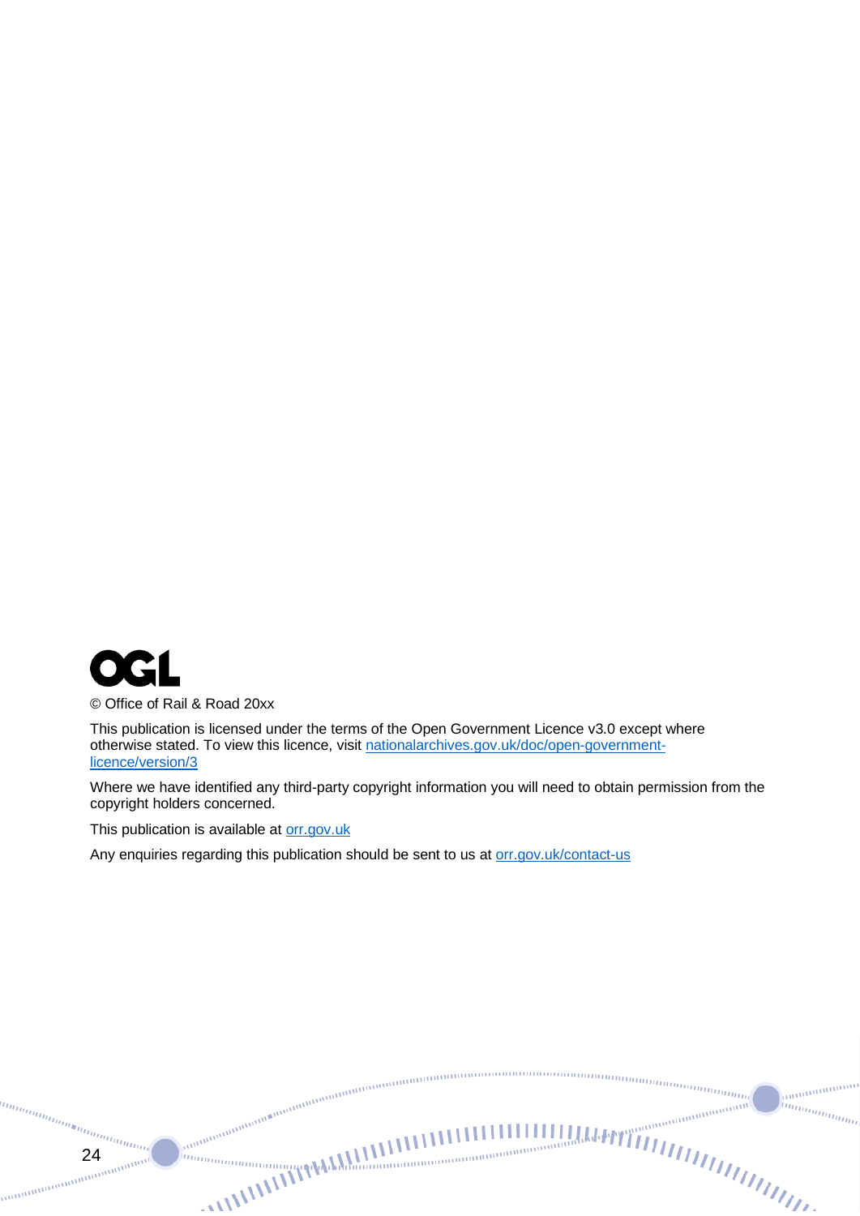© Office of Rail & Road 20xx

This publication is licensed under the terms of the Open Government Licence v3.0 except where otherwise stated. To view this licence, visit nationalarchives.gov.uk/doc/open-government-licence/version/3

Where we have identified any third-party copyright information you will need to obtain permission from the copyright holders concerned.

This publication is available at orr.gov.uk

Any enquiries regarding this publication should be sent to us at orr.gov.uk/contact-us